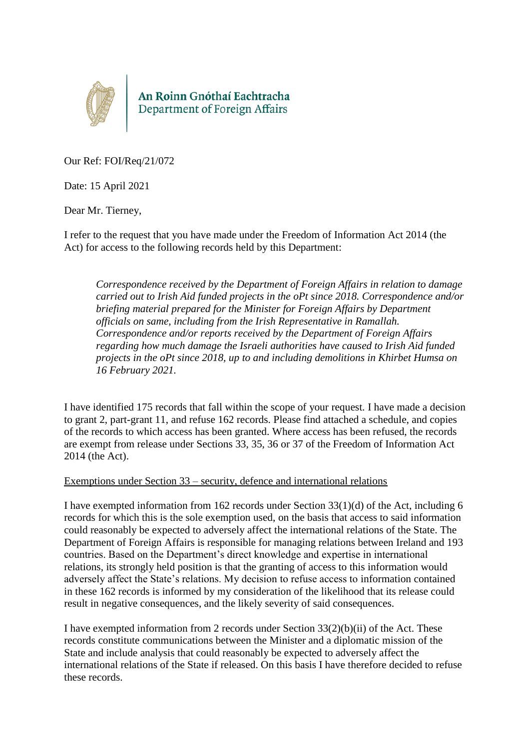An Roinn Gnóthaí Eachtracha
Department of Foreign Affairs

Our Ref: FOI/Req/21/072

Date: 15 April 2021

Dear Mr. Tierney,

I refer to the request that you have made under the Freedom of Information Act 2014 (the Act) for access to the following records held by this Department:

> *Correspondence received by the Department of Foreign Affairs in relation to damage carried out to Irish Aid funded projects in the oPt since 2018. Correspondence and/or briefing material prepared for the Minister for Foreign Affairs by Department officials on same, including from the Irish Representative in Ramallah. Correspondence and/or reports received by the Department of Foreign Affairs regarding how much damage the Israeli authorities have caused to Irish Aid funded projects in the oPt since 2018, up to and including demolitions in Khirbet Humsa on 16 February 2021.*

I have identified 175 records that fall within the scope of your request. I have made a decision to grant 2, part-grant 11, and refuse 162 records. Please find attached a schedule, and copies of the records to which access has been granted. Where access has been refused, the records are exempt from release under Sections 33, 35, 36 or 37 of the Freedom of Information Act 2014 (the Act).

<u>Exemptions under Section 33 – security, defence and international relations</u>

I have exempted information from 162 records under Section 33(1)(d) of the Act, including 6 records for which this is the sole exemption used, on the basis that access to said information could reasonably be expected to adversely affect the international relations of the State. The Department of Foreign Affairs is responsible for managing relations between Ireland and 193 countries. Based on the Department's direct knowledge and expertise in international relations, its strongly held position is that the granting of access to this information would adversely affect the State's relations. My decision to refuse access to information contained in these 162 records is informed by my consideration of the likelihood that its release could result in negative consequences, and the likely severity of said consequences.

I have exempted information from 2 records under Section 33(2)(b)(ii) of the Act. These records constitute communications between the Minister and a diplomatic mission of the State and include analysis that could reasonably be expected to adversely affect the international relations of the State if released. On this basis I have therefore decided to refuse these records.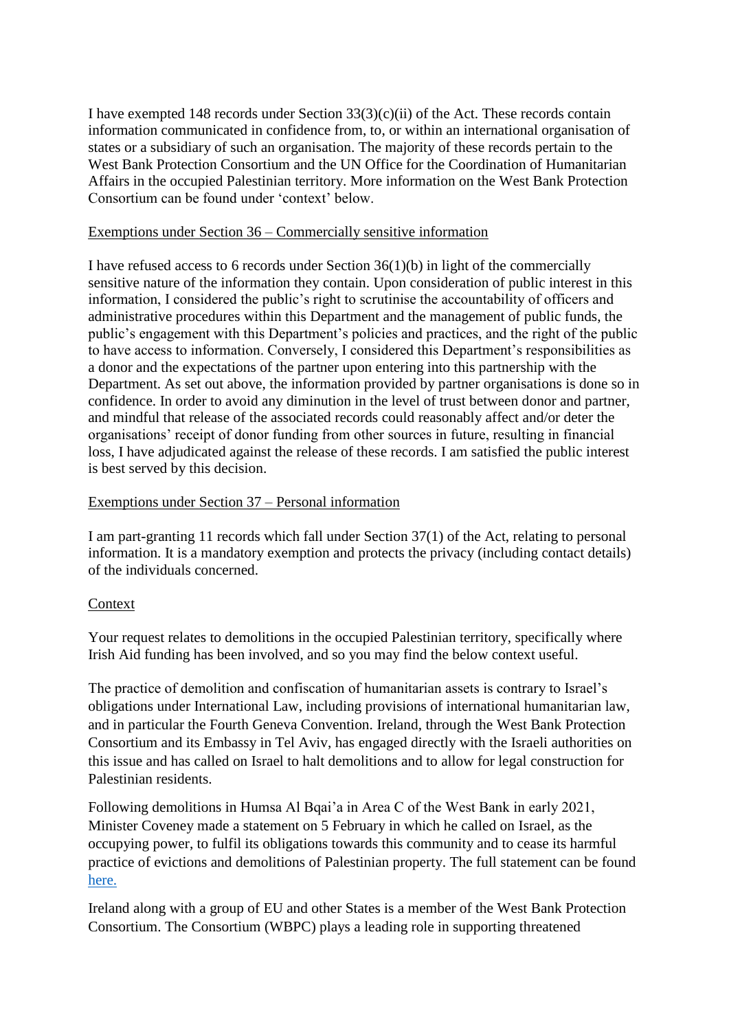I have exempted 148 records under Section 33(3)(c)(ii) of the Act. These records contain information communicated in confidence from, to, or within an international organisation of states or a subsidiary of such an organisation. The majority of these records pertain to the West Bank Protection Consortium and the UN Office for the Coordination of Humanitarian Affairs in the occupied Palestinian territory. More information on the West Bank Protection Consortium can be found under 'context' below.

Exemptions under Section 36 – Commercially sensitive information

I have refused access to 6 records under Section 36(1)(b) in light of the commercially sensitive nature of the information they contain. Upon consideration of public interest in this information, I considered the public's right to scrutinise the accountability of officers and administrative procedures within this Department and the management of public funds, the public's engagement with this Department's policies and practices, and the right of the public to have access to information. Conversely, I considered this Department's responsibilities as a donor and the expectations of the partner upon entering into this partnership with the Department. As set out above, the information provided by partner organisations is done so in confidence. In order to avoid any diminution in the level of trust between donor and partner, and mindful that release of the associated records could reasonably affect and/or deter the organisations' receipt of donor funding from other sources in future, resulting in financial loss, I have adjudicated against the release of these records. I am satisfied the public interest is best served by this decision.

Exemptions under Section 37 – Personal information

I am part-granting 11 records which fall under Section 37(1) of the Act, relating to personal information. It is a mandatory exemption and protects the privacy (including contact details) of the individuals concerned.

Context

Your request relates to demolitions in the occupied Palestinian territory, specifically where Irish Aid funding has been involved, and so you may find the below context useful.

The practice of demolition and confiscation of humanitarian assets is contrary to Israel's obligations under International Law, including provisions of international humanitarian law, and in particular the Fourth Geneva Convention. Ireland, through the West Bank Protection Consortium and its Embassy in Tel Aviv, has engaged directly with the Israeli authorities on this issue and has called on Israel to halt demolitions and to allow for legal construction for Palestinian residents.

Following demolitions in Humsa Al Bqai'a in Area C of the West Bank in early 2021, Minister Coveney made a statement on 5 February in which he called on Israel, as the occupying power, to fulfil its obligations towards this community and to cease its harmful practice of evictions and demolitions of Palestinian property. The full statement can be found here.

Ireland along with a group of EU and other States is a member of the West Bank Protection Consortium. The Consortium (WBPC) plays a leading role in supporting threatened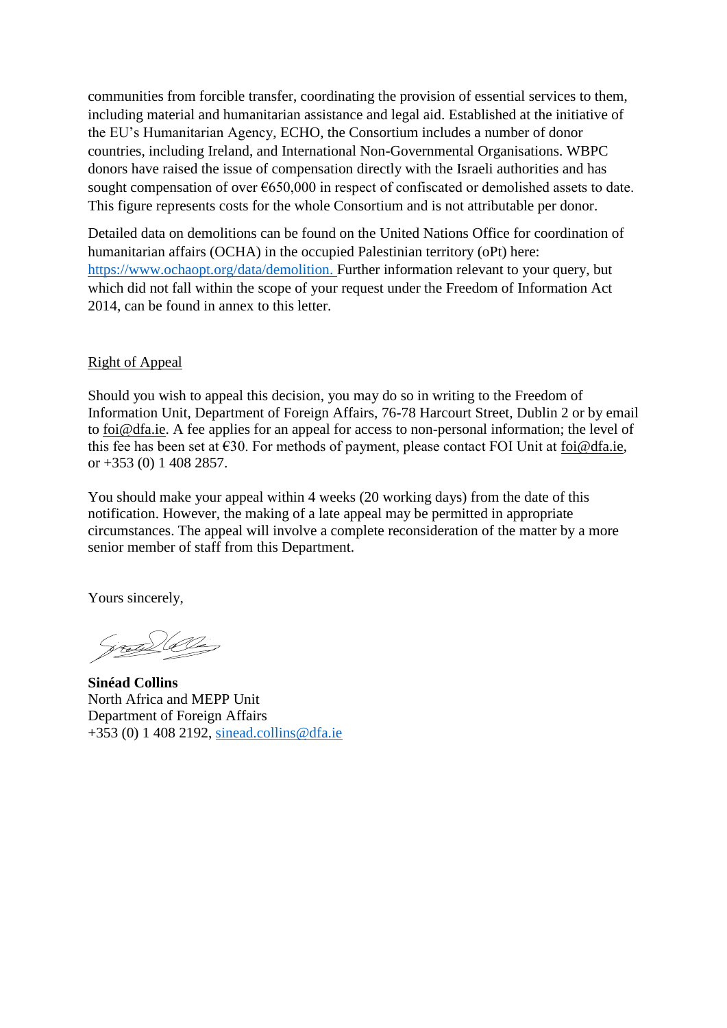communities from forcible transfer, coordinating the provision of essential services to them, including material and humanitarian assistance and legal aid. Established at the initiative of the EU's Humanitarian Agency, ECHO, the Consortium includes a number of donor countries, including Ireland, and International Non-Governmental Organisations. WBPC donors have raised the issue of compensation directly with the Israeli authorities and has sought compensation of over €650,000 in respect of confiscated or demolished assets to date. This figure represents costs for the whole Consortium and is not attributable per donor.

Detailed data on demolitions can be found on the United Nations Office for coordination of humanitarian affairs (OCHA) in the occupied Palestinian territory (oPt) here: https://www.ochaopt.org/data/demolition. Further information relevant to your query, but which did not fall within the scope of your request under the Freedom of Information Act 2014, can be found in annex to this letter.

## Right of Appeal

Should you wish to appeal this decision, you may do so in writing to the Freedom of Information Unit, Department of Foreign Affairs, 76-78 Harcourt Street, Dublin 2 or by email to foi@dfa.ie. A fee applies for an appeal for access to non-personal information; the level of this fee has been set at €30. For methods of payment, please contact FOI Unit at foi@dfa.ie, or +353 (0) 1 408 2857.

You should make your appeal within 4 weeks (20 working days) from the date of this notification. However, the making of a late appeal may be permitted in appropriate circumstances. The appeal will involve a complete reconsideration of the matter by a more senior member of staff from this Department.

Yours sincerely,

**Sinéad Collins**
North Africa and MEPP Unit
Department of Foreign Affairs
+353 (0) 1 408 2192, sinead.collins@dfa.ie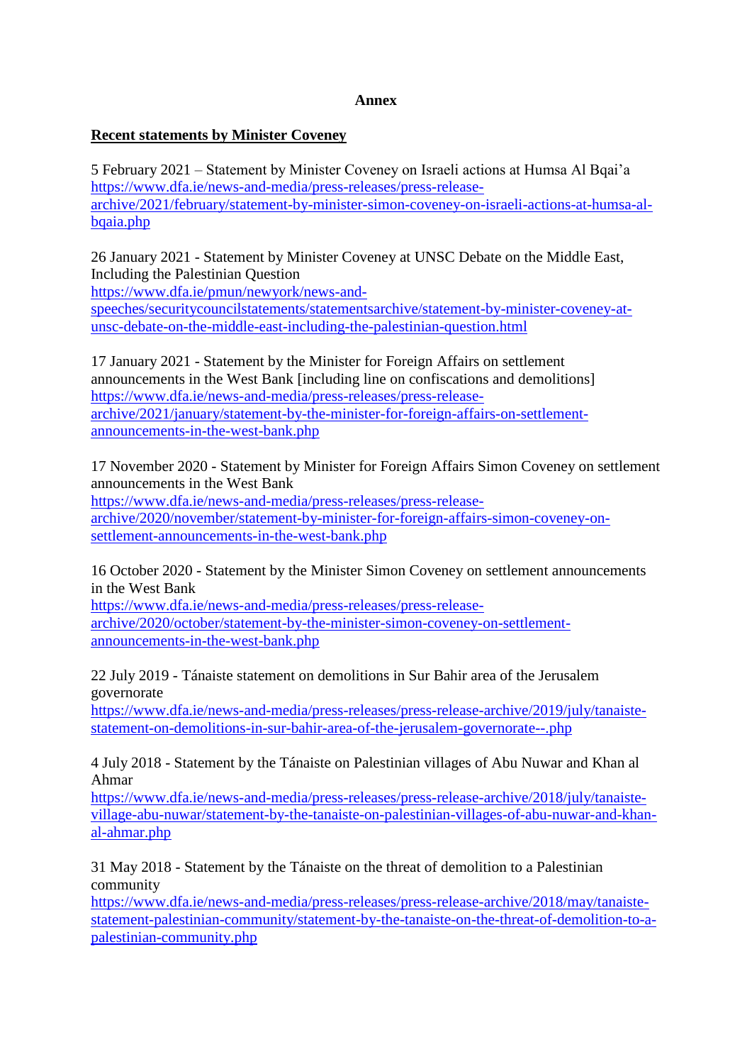**Annex**

**Recent statements by Minister Coveney**

5 February 2021 – Statement by Minister Coveney on Israeli actions at Humsa Al Bqai'a
https://www.dfa.ie/news-and-media/press-releases/press-release-archive/2021/february/statement-by-minister-simon-coveney-on-israeli-actions-at-humsa-al-bqaia.php

26 January 2021 - Statement by Minister Coveney at UNSC Debate on the Middle East, Including the Palestinian Question
https://www.dfa.ie/pmun/newyork/news-and-speeches/securitycouncilstatements/statementsarchive/statement-by-minister-coveney-at-unsc-debate-on-the-middle-east-including-the-palestinian-question.html

17 January 2021 - Statement by the Minister for Foreign Affairs on settlement announcements in the West Bank [including line on confiscations and demolitions]
https://www.dfa.ie/news-and-media/press-releases/press-release-archive/2021/january/statement-by-the-minister-for-foreign-affairs-on-settlement-announcements-in-the-west-bank.php

17 November 2020 - Statement by Minister for Foreign Affairs Simon Coveney on settlement announcements in the West Bank
https://www.dfa.ie/news-and-media/press-releases/press-release-archive/2020/november/statement-by-minister-for-foreign-affairs-simon-coveney-on-settlement-announcements-in-the-west-bank.php

16 October 2020 - Statement by the Minister Simon Coveney on settlement announcements in the West Bank
https://www.dfa.ie/news-and-media/press-releases/press-release-archive/2020/october/statement-by-the-minister-simon-coveney-on-settlement-announcements-in-the-west-bank.php

22 July 2019 - Tánaiste statement on demolitions in Sur Bahir area of the Jerusalem governorate
https://www.dfa.ie/news-and-media/press-releases/press-release-archive/2019/july/tanaiste-statement-on-demolitions-in-sur-bahir-area-of-the-jerusalem-governorate--.php

4 July 2018 - Statement by the Tánaiste on Palestinian villages of Abu Nuwar and Khan al Ahmar
https://www.dfa.ie/news-and-media/press-releases/press-release-archive/2018/july/tanaiste-village-abu-nuwar/statement-by-the-tanaiste-on-palestinian-villages-of-abu-nuwar-and-khan-al-ahmar.php

31 May 2018 - Statement by the Tánaiste on the threat of demolition to a Palestinian community
https://www.dfa.ie/news-and-media/press-releases/press-release-archive/2018/may/tanaiste-statement-palestinian-community/statement-by-the-tanaiste-on-the-threat-of-demolition-to-a-palestinian-community.php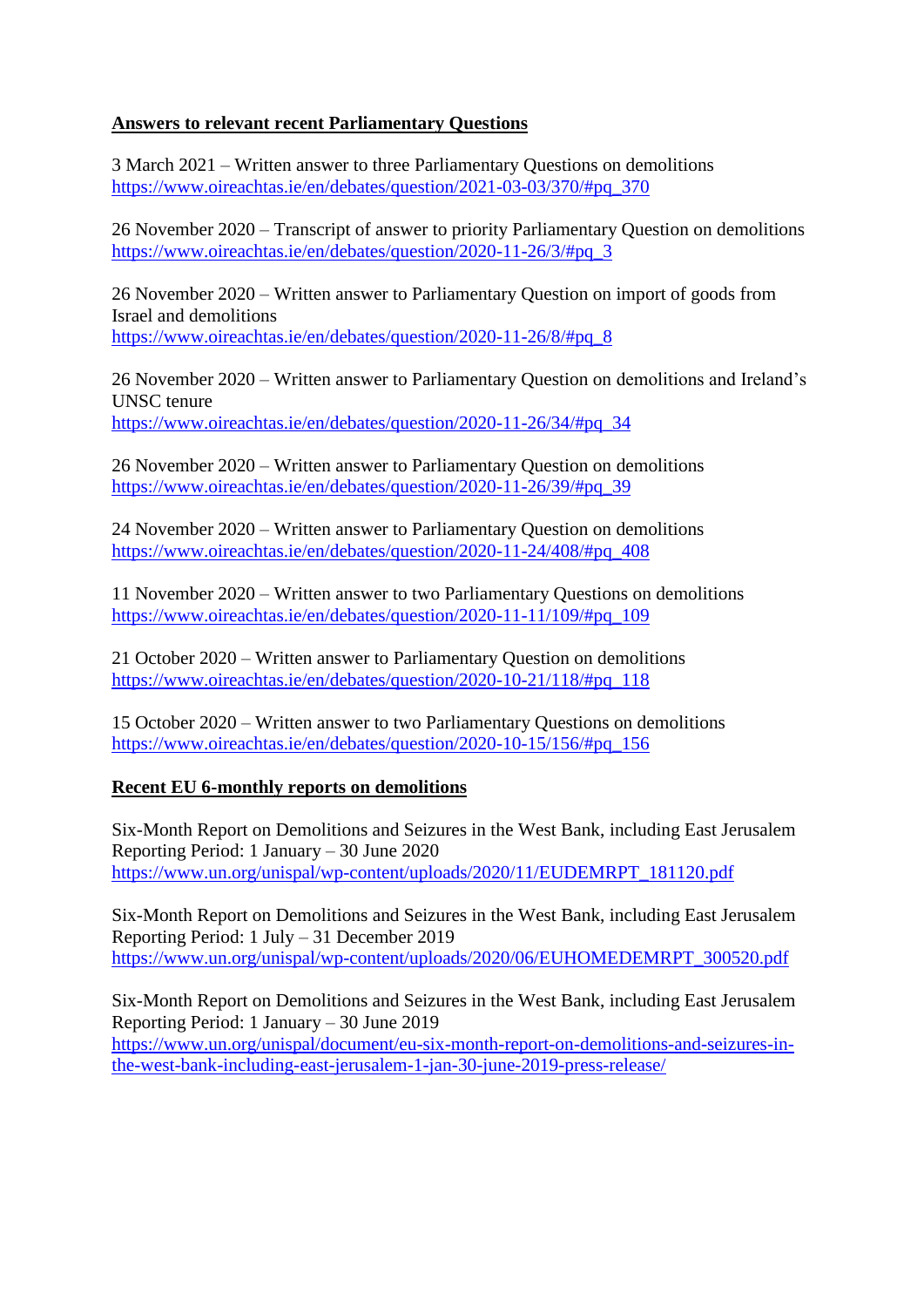**Answers to relevant recent Parliamentary Questions**

3 March 2021 – Written answer to three Parliamentary Questions on demolitions
https://www.oireachtas.ie/en/debates/question/2021-03-03/370/#pq_370

26 November 2020 – Transcript of answer to priority Parliamentary Question on demolitions
https://www.oireachtas.ie/en/debates/question/2020-11-26/3/#pq_3

26 November 2020 – Written answer to Parliamentary Question on import of goods from Israel and demolitions
https://www.oireachtas.ie/en/debates/question/2020-11-26/8/#pq_8

26 November 2020 – Written answer to Parliamentary Question on demolitions and Ireland's UNSC tenure
https://www.oireachtas.ie/en/debates/question/2020-11-26/34/#pq_34

26 November 2020 – Written answer to Parliamentary Question on demolitions
https://www.oireachtas.ie/en/debates/question/2020-11-26/39/#pq_39

24 November 2020 – Written answer to Parliamentary Question on demolitions
https://www.oireachtas.ie/en/debates/question/2020-11-24/408/#pq_408

11 November 2020 – Written answer to two Parliamentary Questions on demolitions
https://www.oireachtas.ie/en/debates/question/2020-11-11/109/#pq_109

21 October 2020 – Written answer to Parliamentary Question on demolitions
https://www.oireachtas.ie/en/debates/question/2020-10-21/118/#pq_118

15 October 2020 – Written answer to two Parliamentary Questions on demolitions
https://www.oireachtas.ie/en/debates/question/2020-10-15/156/#pq_156

**Recent EU 6-monthly reports on demolitions**

Six-Month Report on Demolitions and Seizures in the West Bank, including East Jerusalem
Reporting Period: 1 January – 30 June 2020
https://www.un.org/unispal/wp-content/uploads/2020/11/EUDEMRPT_181120.pdf

Six-Month Report on Demolitions and Seizures in the West Bank, including East Jerusalem
Reporting Period: 1 July – 31 December 2019
https://www.un.org/unispal/wp-content/uploads/2020/06/EUHOMEDEMRPT_300520.pdf

Six-Month Report on Demolitions and Seizures in the West Bank, including East Jerusalem
Reporting Period: 1 January – 30 June 2019
https://www.un.org/unispal/document/eu-six-month-report-on-demolitions-and-seizures-in-the-west-bank-including-east-jerusalem-1-jan-30-june-2019-press-release/